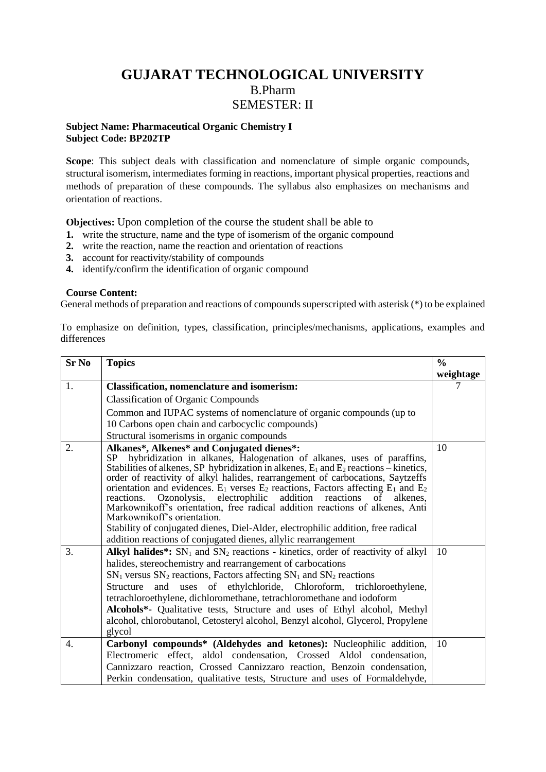# GUJARAT TECHNOLOGICAL UNIVERSITY

## B.Pharm

## SEMESTER: II

**Subject Name: Pharmaceutical Organic Chemistry I**
**Subject Code: BP202TP**

**Scope**: This subject deals with classification and nomenclature of simple organic compounds, structural isomerism, intermediates forming in reactions, important physical properties, reactions and methods of preparation of these compounds. The syllabus also emphasizes on mechanisms and orientation of reactions.

**Objectives:** Upon completion of the course the student shall be able to

1. write the structure, name and the type of isomerism of the organic compound
2. write the reaction, name the reaction and orientation of reactions
3. account for reactivity/stability of compounds
4. identify/confirm the identification of organic compound

**Course Content:**

General methods of preparation and reactions of compounds superscripted with asterisk (*) to be explained

To emphasize on definition, types, classification, principles/mechanisms, applications, examples and differences

| Sr No | Topics | % weightage |
|---|---|---|
| 1. | **Classification, nomenclature and isomerism:**<br>Classification of Organic Compounds<br>Common and IUPAC systems of nomenclature of organic compounds (up to 10 Carbons open chain and carbocyclic compounds)<br>Structural isomerisms in organic compounds | 7 |
| 2. | **Alkanes*, Alkenes* and Conjugated dienes*:**<br>SP hybridization in alkanes, Halogenation of alkanes, uses of paraffins, Stabilities of alkenes, SP hybridization in alkenes, $E_1$ and $E_2$ reactions – kinetics, order of reactivity of alkyl halides, rearrangement of carbocations, Saytzeffs orientation and evidences. $E_1$ verses $E_2$ reactions, Factors affecting $E_1$ and $E_2$ reactions. Ozonolysis, electrophilic addition reactions of alkenes, Markownikoff's orientation, free radical addition reactions of alkenes, Anti Markownikoff's orientation.<br>Stability of conjugated dienes, Diel-Alder, electrophilic addition, free radical addition reactions of conjugated dienes, allylic rearrangement | 10 |
| 3. | **Alkyl halides*:** $SN_1$ and $SN_2$ reactions - kinetics, order of reactivity of alkyl halides, stereochemistry and rearrangement of carbocations<br>$SN_1$ versus $SN_2$ reactions, Factors affecting $SN_1$ and $SN_2$ reactions<br>Structure and uses of ethylchloride, Chloroform, trichloroethylene, tetrachloroethylene, dichloromethane, tetrachloromethane and iodoform<br>**Alcohols*-** Qualitative tests, Structure and uses of Ethyl alcohol, Methyl alcohol, chlorobutanol, Cetosteryl alcohol, Benzyl alcohol, Glycerol, Propylene glycol | 10 |
| 4. | **Carbonyl compounds* (Aldehydes and ketones):** Nucleophilic addition, Electromeric effect, aldol condensation, Crossed Aldol condensation, Cannizzaro reaction, Crossed Cannizzaro reaction, Benzoin condensation, Perkin condensation, qualitative tests, Structure and uses of Formaldehyde, | 10 |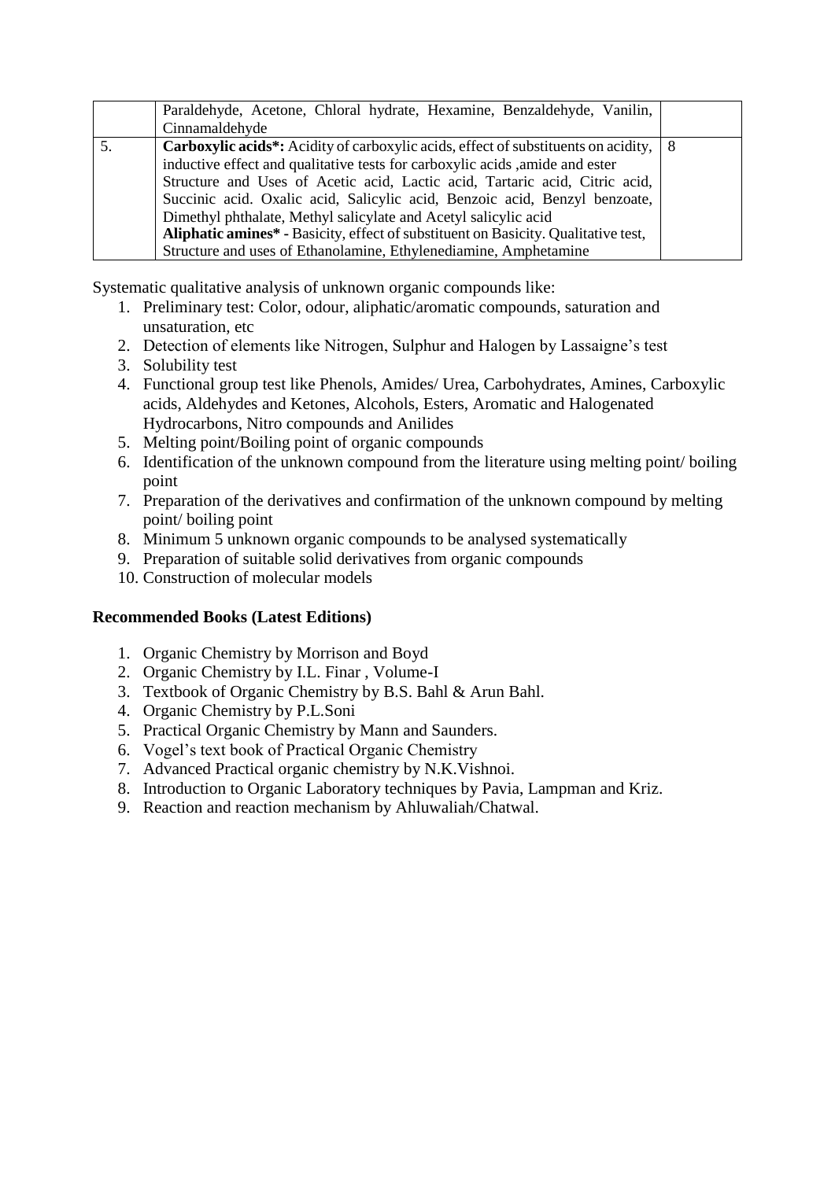| | | |
|---|---|---|
| | Paraldehyde, Acetone, Chloral hydrate, Hexamine, Benzaldehyde, Vanilin, Cinnamaldehyde | |
| 5. | **Carboxylic acids*:** Acidity of carboxylic acids, effect of substituents on acidity, inductive effect and qualitative tests for carboxylic acids ,amide and ester<br>Structure and Uses of Acetic acid, Lactic acid, Tartaric acid, Citric acid, Succinic acid. Oxalic acid, Salicylic acid, Benzoic acid, Benzyl benzoate, Dimethyl phthalate, Methyl salicylate and Acetyl salicylic acid<br>**Aliphatic amines* -** Basicity, effect of substituent on Basicity. Qualitative test, Structure and uses of Ethanolamine, Ethylenediamine, Amphetamine | 8 |

Systematic qualitative analysis of unknown organic compounds like:

1. Preliminary test: Color, odour, aliphatic/aromatic compounds, saturation and unsaturation, etc
2. Detection of elements like Nitrogen, Sulphur and Halogen by Lassaigne's test
3. Solubility test
4. Functional group test like Phenols, Amides/ Urea, Carbohydrates, Amines, Carboxylic acids, Aldehydes and Ketones, Alcohols, Esters, Aromatic and Halogenated Hydrocarbons, Nitro compounds and Anilides
5. Melting point/Boiling point of organic compounds
6. Identification of the unknown compound from the literature using melting point/ boiling point
7. Preparation of the derivatives and confirmation of the unknown compound by melting point/ boiling point
8. Minimum 5 unknown organic compounds to be analysed systematically
9. Preparation of suitable solid derivatives from organic compounds
10. Construction of molecular models

**Recommended Books (Latest Editions)**

1. Organic Chemistry by Morrison and Boyd
2. Organic Chemistry by I.L. Finar , Volume-I
3. Textbook of Organic Chemistry by B.S. Bahl & Arun Bahl.
4. Organic Chemistry by P.L.Soni
5. Practical Organic Chemistry by Mann and Saunders.
6. Vogel's text book of Practical Organic Chemistry
7. Advanced Practical organic chemistry by N.K.Vishnoi.
8. Introduction to Organic Laboratory techniques by Pavia, Lampman and Kriz.
9. Reaction and reaction mechanism by Ahluwaliah/Chatwal.